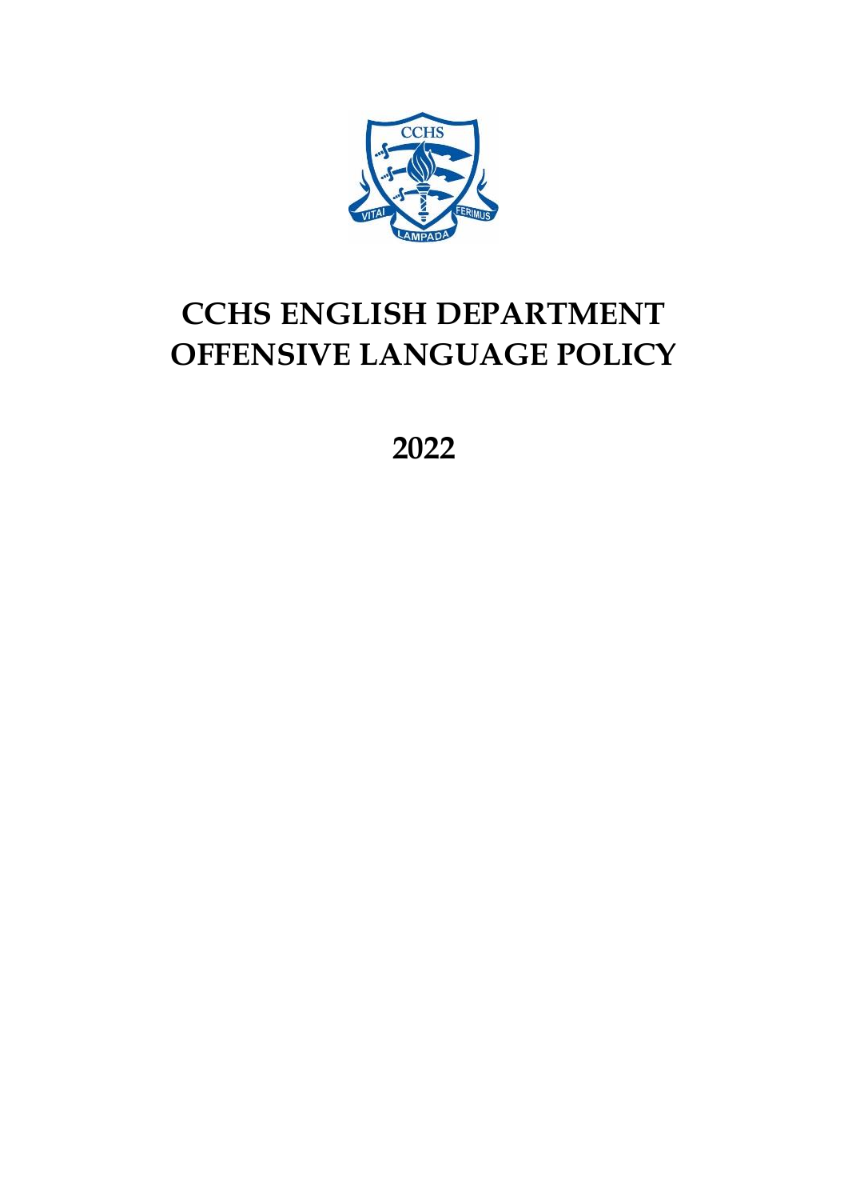# CCHS ENGLISH DEPARTMENT OFFENSIVE LANGUAGE POLICY

## 2022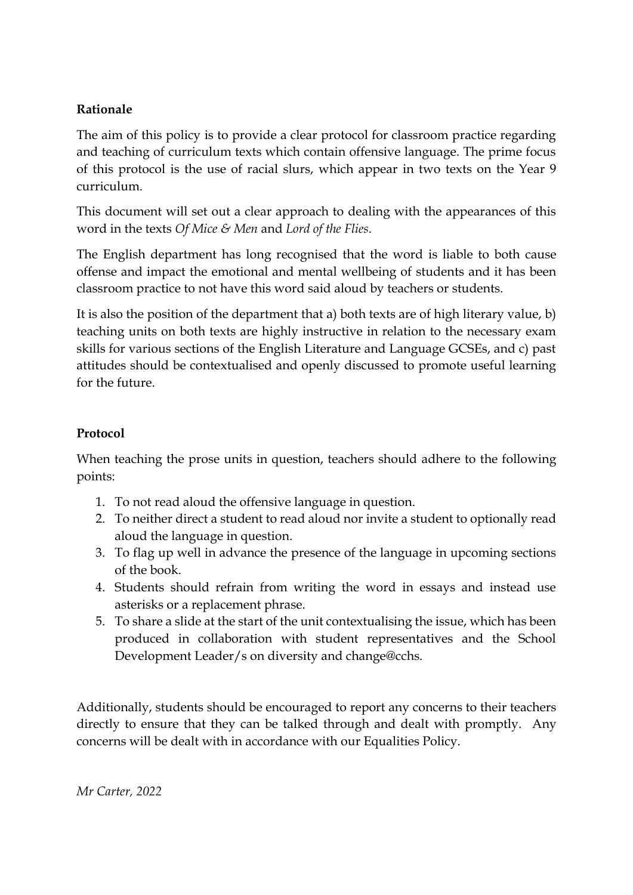**Rationale**

The aim of this policy is to provide a clear protocol for classroom practice regarding and teaching of curriculum texts which contain offensive language. The prime focus of this protocol is the use of racial slurs, which appear in two texts on the Year 9 curriculum.

This document will set out a clear approach to dealing with the appearances of this word in the texts *Of Mice & Men* and *Lord of the Flies*.

The English department has long recognised that the word is liable to both cause offense and impact the emotional and mental wellbeing of students and it has been classroom practice to not have this word said aloud by teachers or students.

It is also the position of the department that a) both texts are of high literary value, b) teaching units on both texts are highly instructive in relation to the necessary exam skills for various sections of the English Literature and Language GCSEs, and c) past attitudes should be contextualised and openly discussed to promote useful learning for the future.

**Protocol**

When teaching the prose units in question, teachers should adhere to the following points:

1. To not read aloud the offensive language in question.
2. To neither direct a student to read aloud nor invite a student to optionally read aloud the language in question.
3. To flag up well in advance the presence of the language in upcoming sections of the book.
4. Students should refrain from writing the word in essays and instead use asterisks or a replacement phrase.
5. To share a slide at the start of the unit contextualising the issue, which has been produced in collaboration with student representatives and the School Development Leader/s on diversity and change@cchs.

Additionally, students should be encouraged to report any concerns to their teachers directly to ensure that they can be talked through and dealt with promptly. Any concerns will be dealt with in accordance with our Equalities Policy.

*Mr Carter, 2022*